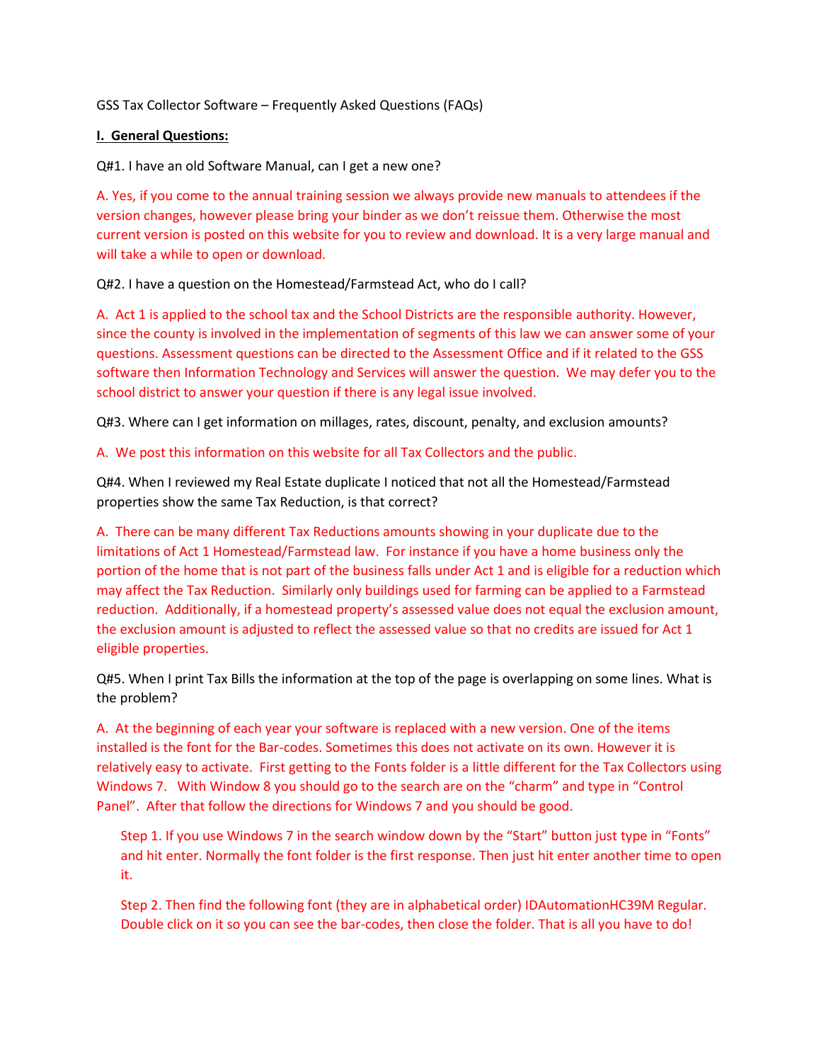GSS Tax Collector Software – Frequently Asked Questions (FAQs)

## I. General Questions:

Q#1. I have an old Software Manual, can I get a new one?

A. Yes, if you come to the annual training session we always provide new manuals to attendees if the version changes, however please bring your binder as we don't reissue them. Otherwise the most current version is posted on this website for you to review and download. It is a very large manual and will take a while to open or download.

Q#2. I have a question on the Homestead/Farmstead Act, who do I call?

A. Act 1 is applied to the school tax and the School Districts are the responsible authority. However, since the county is involved in the implementation of segments of this law we can answer some of your questions. Assessment questions can be directed to the Assessment Office and if it related to the GSS software then Information Technology and Services will answer the question. We may defer you to the school district to answer your question if there is any legal issue involved.

Q#3. Where can I get information on millages, rates, discount, penalty, and exclusion amounts?

A. We post this information on this website for all Tax Collectors and the public.

Q#4. When I reviewed my Real Estate duplicate I noticed that not all the Homestead/Farmstead properties show the same Tax Reduction, is that correct?

A. There can be many different Tax Reductions amounts showing in your duplicate due to the limitations of Act 1 Homestead/Farmstead law. For instance if you have a home business only the portion of the home that is not part of the business falls under Act 1 and is eligible for a reduction which may affect the Tax Reduction. Similarly only buildings used for farming can be applied to a Farmstead reduction. Additionally, if a homestead property's assessed value does not equal the exclusion amount, the exclusion amount is adjusted to reflect the assessed value so that no credits are issued for Act 1 eligible properties.

Q#5. When I print Tax Bills the information at the top of the page is overlapping on some lines. What is the problem?

A. At the beginning of each year your software is replaced with a new version. One of the items installed is the font for the Bar-codes. Sometimes this does not activate on its own. However it is relatively easy to activate. First getting to the Fonts folder is a little different for the Tax Collectors using Windows 7. With Window 8 you should go to the search are on the "charm" and type in "Control Panel". After that follow the directions for Windows 7 and you should be good.

Step 1. If you use Windows 7 in the search window down by the "Start" button just type in "Fonts" and hit enter. Normally the font folder is the first response. Then just hit enter another time to open it.

Step 2. Then find the following font (they are in alphabetical order) IDAutomationHC39M Regular. Double click on it so you can see the bar-codes, then close the folder. That is all you have to do!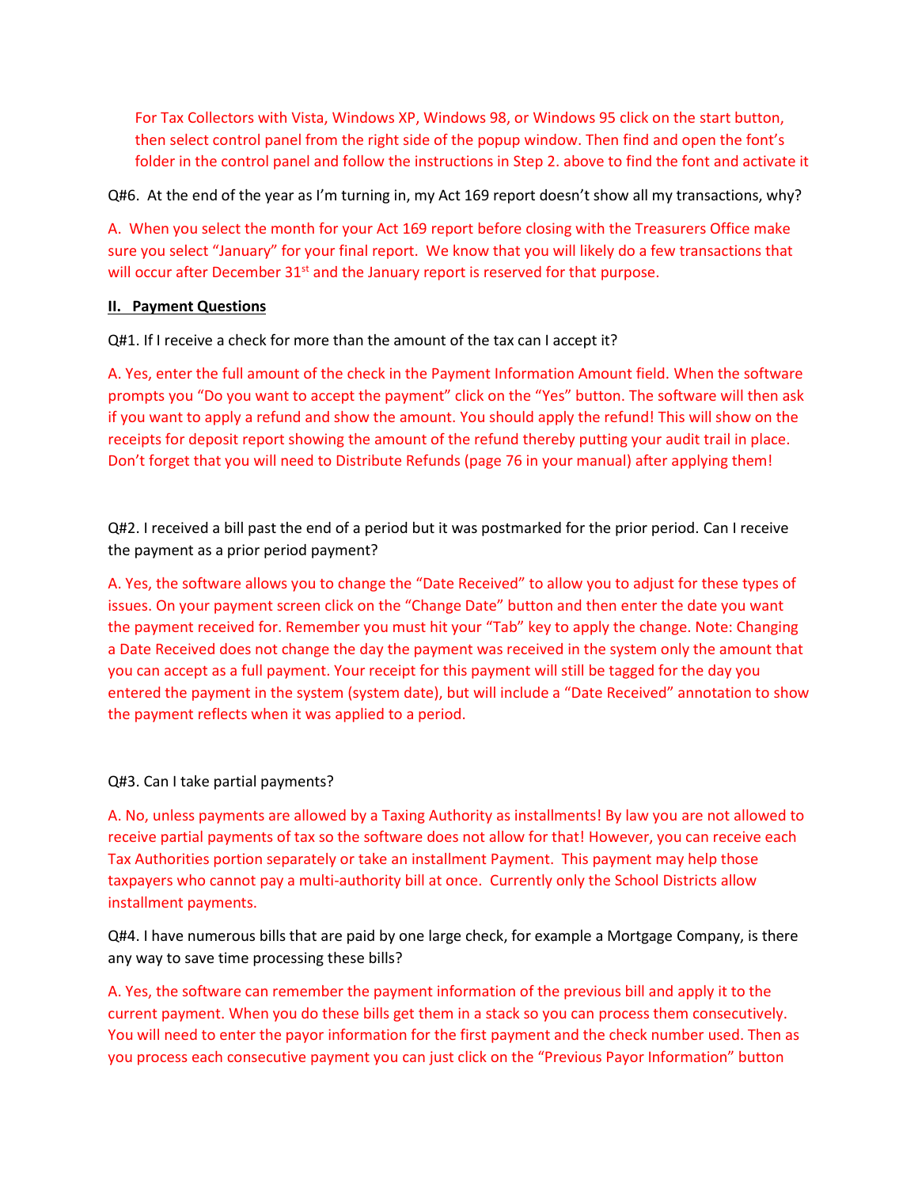For Tax Collectors with Vista, Windows XP, Windows 98, or Windows 95 click on the start button, then select control panel from the right side of the popup window. Then find and open the font's folder in the control panel and follow the instructions in Step 2. above to find the font and activate it

Q#6. At the end of the year as I'm turning in, my Act 169 report doesn't show all my transactions, why?

A. When you select the month for your Act 169 report before closing with the Treasurers Office make sure you select "January" for your final report. We know that you will likely do a few transactions that will occur after December 31st and the January report is reserved for that purpose.

**II. Payment Questions**

Q#1. If I receive a check for more than the amount of the tax can I accept it?

A. Yes, enter the full amount of the check in the Payment Information Amount field. When the software prompts you "Do you want to accept the payment" click on the "Yes" button. The software will then ask if you want to apply a refund and show the amount. You should apply the refund! This will show on the receipts for deposit report showing the amount of the refund thereby putting your audit trail in place. Don't forget that you will need to Distribute Refunds (page 76 in your manual) after applying them!

Q#2. I received a bill past the end of a period but it was postmarked for the prior period. Can I receive the payment as a prior period payment?

A. Yes, the software allows you to change the "Date Received" to allow you to adjust for these types of issues. On your payment screen click on the "Change Date" button and then enter the date you want the payment received for. Remember you must hit your "Tab" key to apply the change. Note: Changing a Date Received does not change the day the payment was received in the system only the amount that you can accept as a full payment. Your receipt for this payment will still be tagged for the day you entered the payment in the system (system date), but will include a "Date Received" annotation to show the payment reflects when it was applied to a period.

Q#3. Can I take partial payments?

A. No, unless payments are allowed by a Taxing Authority as installments! By law you are not allowed to receive partial payments of tax so the software does not allow for that! However, you can receive each Tax Authorities portion separately or take an installment Payment. This payment may help those taxpayers who cannot pay a multi-authority bill at once. Currently only the School Districts allow installment payments.

Q#4. I have numerous bills that are paid by one large check, for example a Mortgage Company, is there any way to save time processing these bills?

A. Yes, the software can remember the payment information of the previous bill and apply it to the current payment. When you do these bills get them in a stack so you can process them consecutively. You will need to enter the payor information for the first payment and the check number used. Then as you process each consecutive payment you can just click on the "Previous Payor Information" button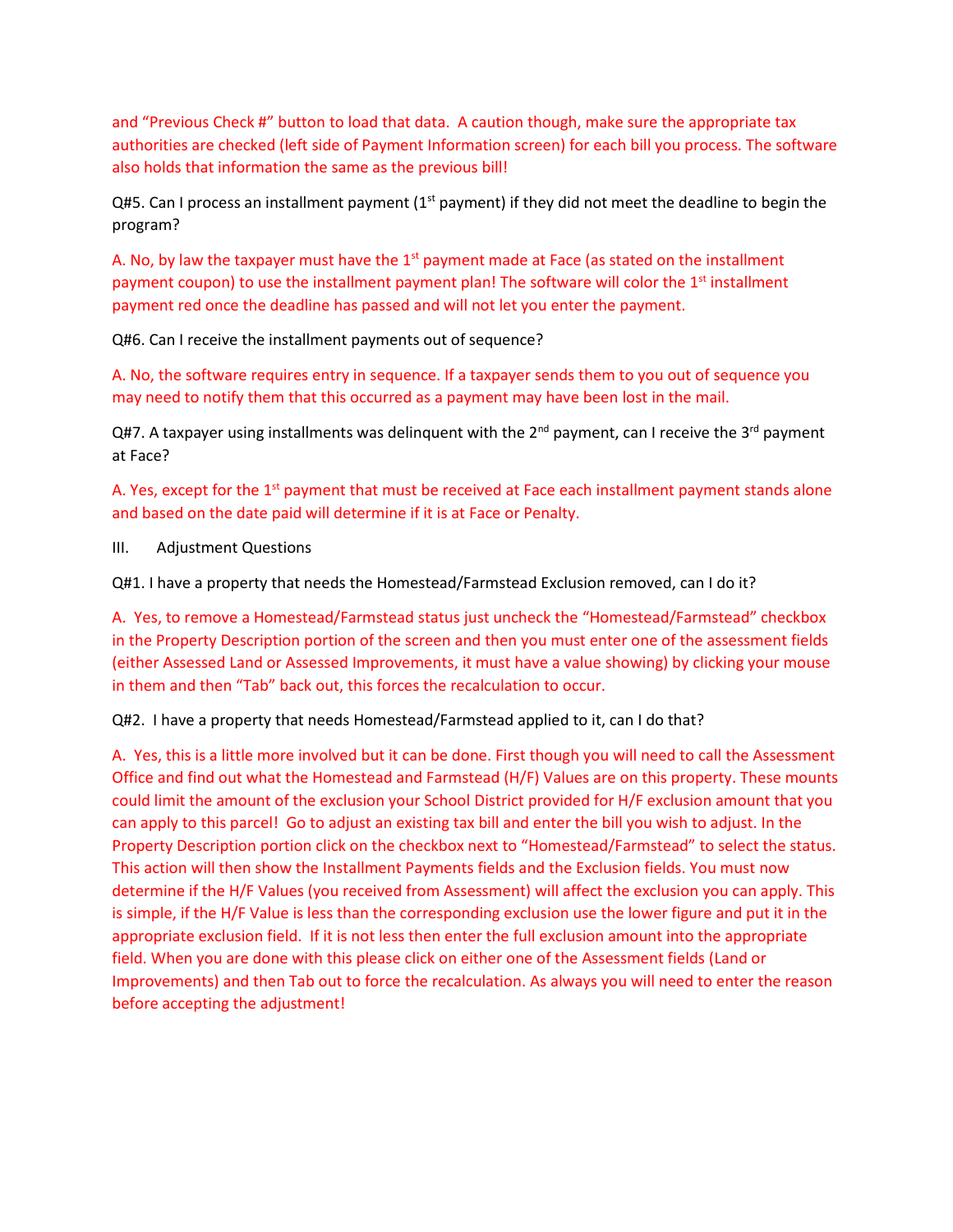and "Previous Check #" button to load that data.  A caution though, make sure the appropriate tax authorities are checked (left side of Payment Information screen) for each bill you process. The software also holds that information the same as the previous bill!

Q#5. Can I process an installment payment (1st payment) if they did not meet the deadline to begin the program?

A. No, by law the taxpayer must have the 1st payment made at Face (as stated on the installment payment coupon) to use the installment payment plan! The software will color the 1st installment payment red once the deadline has passed and will not let you enter the payment.

Q#6. Can I receive the installment payments out of sequence?

A. No, the software requires entry in sequence. If a taxpayer sends them to you out of sequence you may need to notify them that this occurred as a payment may have been lost in the mail.

Q#7. A taxpayer using installments was delinquent with the 2nd payment, can I receive the 3rd payment at Face?

A. Yes, except for the 1st payment that must be received at Face each installment payment stands alone and based on the date paid will determine if it is at Face or Penalty.

III. Adjustment Questions

Q#1. I have a property that needs the Homestead/Farmstead Exclusion removed, can I do it?

A.  Yes, to remove a Homestead/Farmstead status just uncheck the "Homestead/Farmstead" checkbox in the Property Description portion of the screen and then you must enter one of the assessment fields (either Assessed Land or Assessed Improvements, it must have a value showing) by clicking your mouse in them and then "Tab" back out, this forces the recalculation to occur.

Q#2.  I have a property that needs Homestead/Farmstead applied to it, can I do that?

A.  Yes, this is a little more involved but it can be done. First though you will need to call the Assessment Office and find out what the Homestead and Farmstead (H/F) Values are on this property. These mounts could limit the amount of the exclusion your School District provided for H/F exclusion amount that you can apply to this parcel!  Go to adjust an existing tax bill and enter the bill you wish to adjust. In the Property Description portion click on the checkbox next to "Homestead/Farmstead" to select the status. This action will then show the Installment Payments fields and the Exclusion fields. You must now determine if the H/F Values (you received from Assessment) will affect the exclusion you can apply. This is simple, if the H/F Value is less than the corresponding exclusion use the lower figure and put it in the appropriate exclusion field.  If it is not less then enter the full exclusion amount into the appropriate field. When you are done with this please click on either one of the Assessment fields (Land or Improvements) and then Tab out to force the recalculation. As always you will need to enter the reason before accepting the adjustment!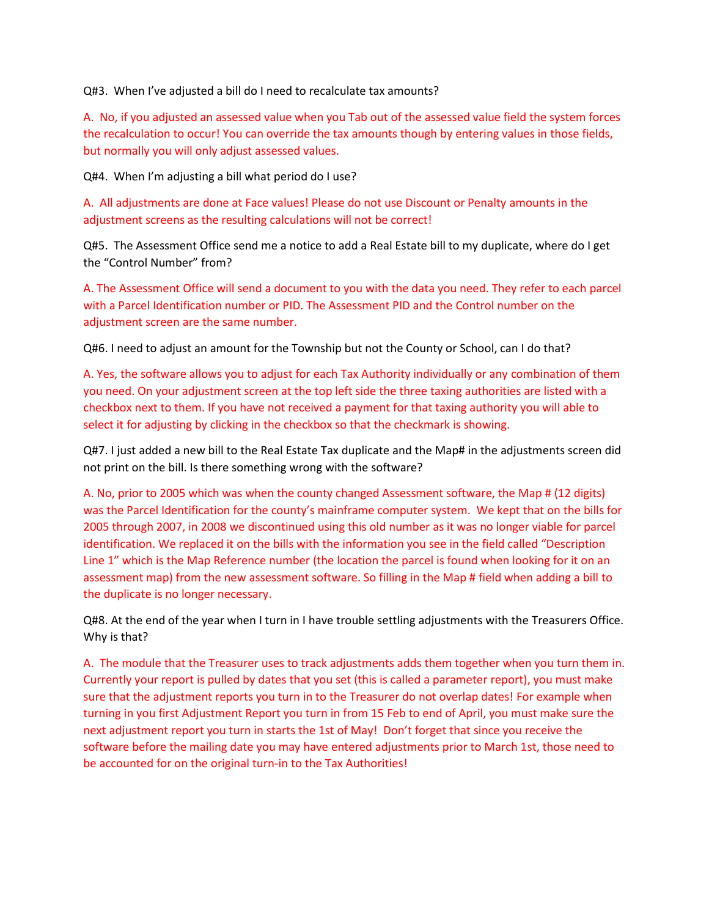Q#3. When I've adjusted a bill do I need to recalculate tax amounts?

A. No, if you adjusted an assessed value when you Tab out of the assessed value field the system forces the recalculation to occur! You can override the tax amounts though by entering values in those fields, but normally you will only adjust assessed values.

Q#4. When I'm adjusting a bill what period do I use?

A. All adjustments are done at Face values! Please do not use Discount or Penalty amounts in the adjustment screens as the resulting calculations will not be correct!

Q#5. The Assessment Office send me a notice to add a Real Estate bill to my duplicate, where do I get the "Control Number" from?

A. The Assessment Office will send a document to you with the data you need. They refer to each parcel with a Parcel Identification number or PID. The Assessment PID and the Control number on the adjustment screen are the same number.

Q#6. I need to adjust an amount for the Township but not the County or School, can I do that?

A. Yes, the software allows you to adjust for each Tax Authority individually or any combination of them you need. On your adjustment screen at the top left side the three taxing authorities are listed with a checkbox next to them. If you have not received a payment for that taxing authority you will able to select it for adjusting by clicking in the checkbox so that the checkmark is showing.

Q#7. I just added a new bill to the Real Estate Tax duplicate and the Map# in the adjustments screen did not print on the bill. Is there something wrong with the software?

A. No, prior to 2005 which was when the county changed Assessment software, the Map # (12 digits) was the Parcel Identification for the county's mainframe computer system. We kept that on the bills for 2005 through 2007, in 2008 we discontinued using this old number as it was no longer viable for parcel identification. We replaced it on the bills with the information you see in the field called "Description Line 1" which is the Map Reference number (the location the parcel is found when looking for it on an assessment map) from the new assessment software. So filling in the Map # field when adding a bill to the duplicate is no longer necessary.

Q#8. At the end of the year when I turn in I have trouble settling adjustments with the Treasurers Office. Why is that?

A. The module that the Treasurer uses to track adjustments adds them together when you turn them in. Currently your report is pulled by dates that you set (this is called a parameter report), you must make sure that the adjustment reports you turn in to the Treasurer do not overlap dates! For example when turning in you first Adjustment Report you turn in from 15 Feb to end of April, you must make sure the next adjustment report you turn in starts the 1st of May! Don't forget that since you receive the software before the mailing date you may have entered adjustments prior to March 1st, those need to be accounted for on the original turn-in to the Tax Authorities!